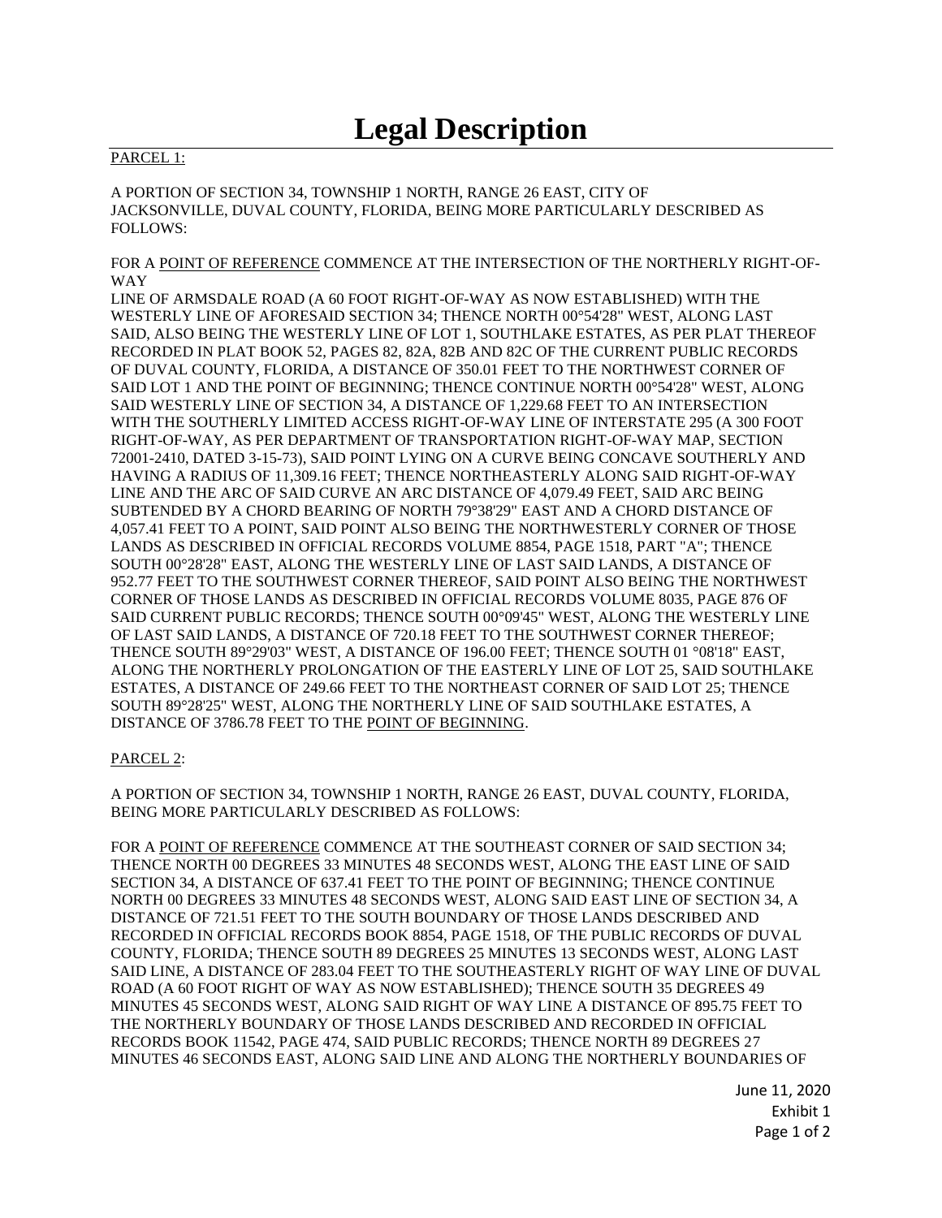# Legal Description

<u>PARCEL 1:</u>

A PORTION OF SECTION 34, TOWNSHIP 1 NORTH, RANGE 26 EAST, CITY OF JACKSONVILLE, DUVAL COUNTY, FLORIDA, BEING MORE PARTICULARLY DESCRIBED AS FOLLOWS:

FOR A <u>POINT OF REFERENCE</u> COMMENCE AT THE INTERSECTION OF THE NORTHERLY RIGHT-OF-WAY
LINE OF ARMSDALE ROAD (A 60 FOOT RIGHT-OF-WAY AS NOW ESTABLISHED) WITH THE WESTERLY LINE OF AFORESAID SECTION 34; THENCE NORTH 00°54'28" WEST, ALONG LAST SAID, ALSO BEING THE WESTERLY LINE OF LOT 1, SOUTHLAKE ESTATES, AS PER PLAT THEREOF RECORDED IN PLAT BOOK 52, PAGES 82, 82A, 82B AND 82C OF THE CURRENT PUBLIC RECORDS OF DUVAL COUNTY, FLORIDA, A DISTANCE OF 350.01 FEET TO THE NORTHWEST CORNER OF SAID LOT 1 AND THE POINT OF BEGINNING; THENCE CONTINUE NORTH 00°54'28" WEST, ALONG SAID WESTERLY LINE OF SECTION 34, A DISTANCE OF 1,229.68 FEET TO AN INTERSECTION WITH THE SOUTHERLY LIMITED ACCESS RIGHT-OF-WAY LINE OF INTERSTATE 295 (A 300 FOOT RIGHT-OF-WAY, AS PER DEPARTMENT OF TRANSPORTATION RIGHT-OF-WAY MAP, SECTION 72001-2410, DATED 3-15-73), SAID POINT LYING ON A CURVE BEING CONCAVE SOUTHERLY AND HAVING A RADIUS OF 11,309.16 FEET; THENCE NORTHEASTERLY ALONG SAID RIGHT-OF-WAY LINE AND THE ARC OF SAID CURVE AN ARC DISTANCE OF 4,079.49 FEET, SAID ARC BEING SUBTENDED BY A CHORD BEARING OF NORTH 79°38'29" EAST AND A CHORD DISTANCE OF 4,057.41 FEET TO A POINT, SAID POINT ALSO BEING THE NORTHWESTERLY CORNER OF THOSE LANDS AS DESCRIBED IN OFFICIAL RECORDS VOLUME 8854, PAGE 1518, PART "A"; THENCE SOUTH 00°28'28" EAST, ALONG THE WESTERLY LINE OF LAST SAID LANDS, A DISTANCE OF 952.77 FEET TO THE SOUTHWEST CORNER THEREOF, SAID POINT ALSO BEING THE NORTHWEST CORNER OF THOSE LANDS AS DESCRIBED IN OFFICIAL RECORDS VOLUME 8035, PAGE 876 OF SAID CURRENT PUBLIC RECORDS; THENCE SOUTH 00°09'45" WEST, ALONG THE WESTERLY LINE OF LAST SAID LANDS, A DISTANCE OF 720.18 FEET TO THE SOUTHWEST CORNER THEREOF; THENCE SOUTH 89°29'03" WEST, A DISTANCE OF 196.00 FEET; THENCE SOUTH 01 °08'18" EAST, ALONG THE NORTHERLY PROLONGATION OF THE EASTERLY LINE OF LOT 25, SAID SOUTHLAKE ESTATES, A DISTANCE OF 249.66 FEET TO THE NORTHEAST CORNER OF SAID LOT 25; THENCE SOUTH 89°28'25" WEST, ALONG THE NORTHERLY LINE OF SAID SOUTHLAKE ESTATES, A DISTANCE OF 3786.78 FEET TO THE <u>POINT OF BEGINNING</u>.

<u>PARCEL 2</u>:

A PORTION OF SECTION 34, TOWNSHIP 1 NORTH, RANGE 26 EAST, DUVAL COUNTY, FLORIDA, BEING MORE PARTICULARLY DESCRIBED AS FOLLOWS:

FOR A <u>POINT OF REFERENCE</u> COMMENCE AT THE SOUTHEAST CORNER OF SAID SECTION 34; THENCE NORTH 00 DEGREES 33 MINUTES 48 SECONDS WEST, ALONG THE EAST LINE OF SAID SECTION 34, A DISTANCE OF 637.41 FEET TO THE POINT OF BEGINNING; THENCE CONTINUE NORTH 00 DEGREES 33 MINUTES 48 SECONDS WEST, ALONG SAID EAST LINE OF SECTION 34, A DISTANCE OF 721.51 FEET TO THE SOUTH BOUNDARY OF THOSE LANDS DESCRIBED AND RECORDED IN OFFICIAL RECORDS BOOK 8854, PAGE 1518, OF THE PUBLIC RECORDS OF DUVAL COUNTY, FLORIDA; THENCE SOUTH 89 DEGREES 25 MINUTES 13 SECONDS WEST, ALONG LAST SAID LINE, A DISTANCE OF 283.04 FEET TO THE SOUTHEASTERLY RIGHT OF WAY LINE OF DUVAL ROAD (A 60 FOOT RIGHT OF WAY AS NOW ESTABLISHED); THENCE SOUTH 35 DEGREES 49 MINUTES 45 SECONDS WEST, ALONG SAID RIGHT OF WAY LINE A DISTANCE OF 895.75 FEET TO THE NORTHERLY BOUNDARY OF THOSE LANDS DESCRIBED AND RECORDED IN OFFICIAL RECORDS BOOK 11542, PAGE 474, SAID PUBLIC RECORDS; THENCE NORTH 89 DEGREES 27 MINUTES 46 SECONDS EAST, ALONG SAID LINE AND ALONG THE NORTHERLY BOUNDARIES OF

June 11, 2020
Exhibit 1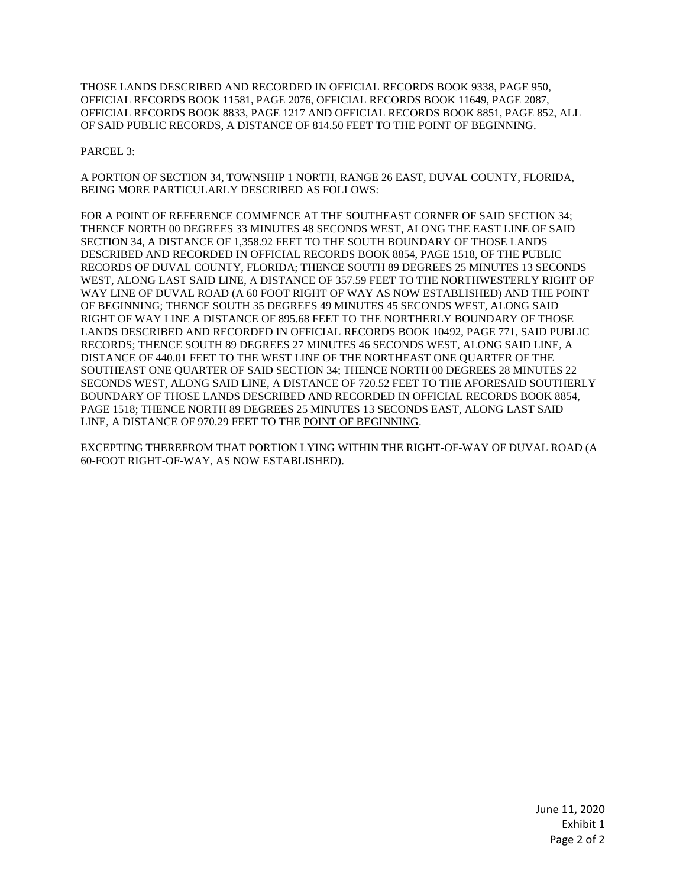THOSE LANDS DESCRIBED AND RECORDED IN OFFICIAL RECORDS BOOK 9338, PAGE 950, OFFICIAL RECORDS BOOK 11581, PAGE 2076, OFFICIAL RECORDS BOOK 11649, PAGE 2087, OFFICIAL RECORDS BOOK 8833, PAGE 1217 AND OFFICIAL RECORDS BOOK 8851, PAGE 852, ALL OF SAID PUBLIC RECORDS, A DISTANCE OF 814.50 FEET TO THE POINT OF BEGINNING.

PARCEL 3:

A PORTION OF SECTION 34, TOWNSHIP 1 NORTH, RANGE 26 EAST, DUVAL COUNTY, FLORIDA, BEING MORE PARTICULARLY DESCRIBED AS FOLLOWS:

FOR A POINT OF REFERENCE COMMENCE AT THE SOUTHEAST CORNER OF SAID SECTION 34; THENCE NORTH 00 DEGREES 33 MINUTES 48 SECONDS WEST, ALONG THE EAST LINE OF SAID SECTION 34, A DISTANCE OF 1,358.92 FEET TO THE SOUTH BOUNDARY OF THOSE LANDS DESCRIBED AND RECORDED IN OFFICIAL RECORDS BOOK 8854, PAGE 1518, OF THE PUBLIC RECORDS OF DUVAL COUNTY, FLORIDA; THENCE SOUTH 89 DEGREES 25 MINUTES 13 SECONDS WEST, ALONG LAST SAID LINE, A DISTANCE OF 357.59 FEET TO THE NORTHWESTERLY RIGHT OF WAY LINE OF DUVAL ROAD (A 60 FOOT RIGHT OF WAY AS NOW ESTABLISHED) AND THE POINT OF BEGINNING; THENCE SOUTH 35 DEGREES 49 MINUTES 45 SECONDS WEST, ALONG SAID RIGHT OF WAY LINE A DISTANCE OF 895.68 FEET TO THE NORTHERLY BOUNDARY OF THOSE LANDS DESCRIBED AND RECORDED IN OFFICIAL RECORDS BOOK 10492, PAGE 771, SAID PUBLIC RECORDS; THENCE SOUTH 89 DEGREES 27 MINUTES 46 SECONDS WEST, ALONG SAID LINE, A DISTANCE OF 440.01 FEET TO THE WEST LINE OF THE NORTHEAST ONE QUARTER OF THE SOUTHEAST ONE QUARTER OF SAID SECTION 34; THENCE NORTH 00 DEGREES 28 MINUTES 22 SECONDS WEST, ALONG SAID LINE, A DISTANCE OF 720.52 FEET TO THE AFORESAID SOUTHERLY BOUNDARY OF THOSE LANDS DESCRIBED AND RECORDED IN OFFICIAL RECORDS BOOK 8854, PAGE 1518; THENCE NORTH 89 DEGREES 25 MINUTES 13 SECONDS EAST, ALONG LAST SAID LINE, A DISTANCE OF 970.29 FEET TO THE POINT OF BEGINNING.

EXCEPTING THEREFROM THAT PORTION LYING WITHIN THE RIGHT-OF-WAY OF DUVAL ROAD (A 60-FOOT RIGHT-OF-WAY, AS NOW ESTABLISHED).

June 11, 2020
Exhibit 1